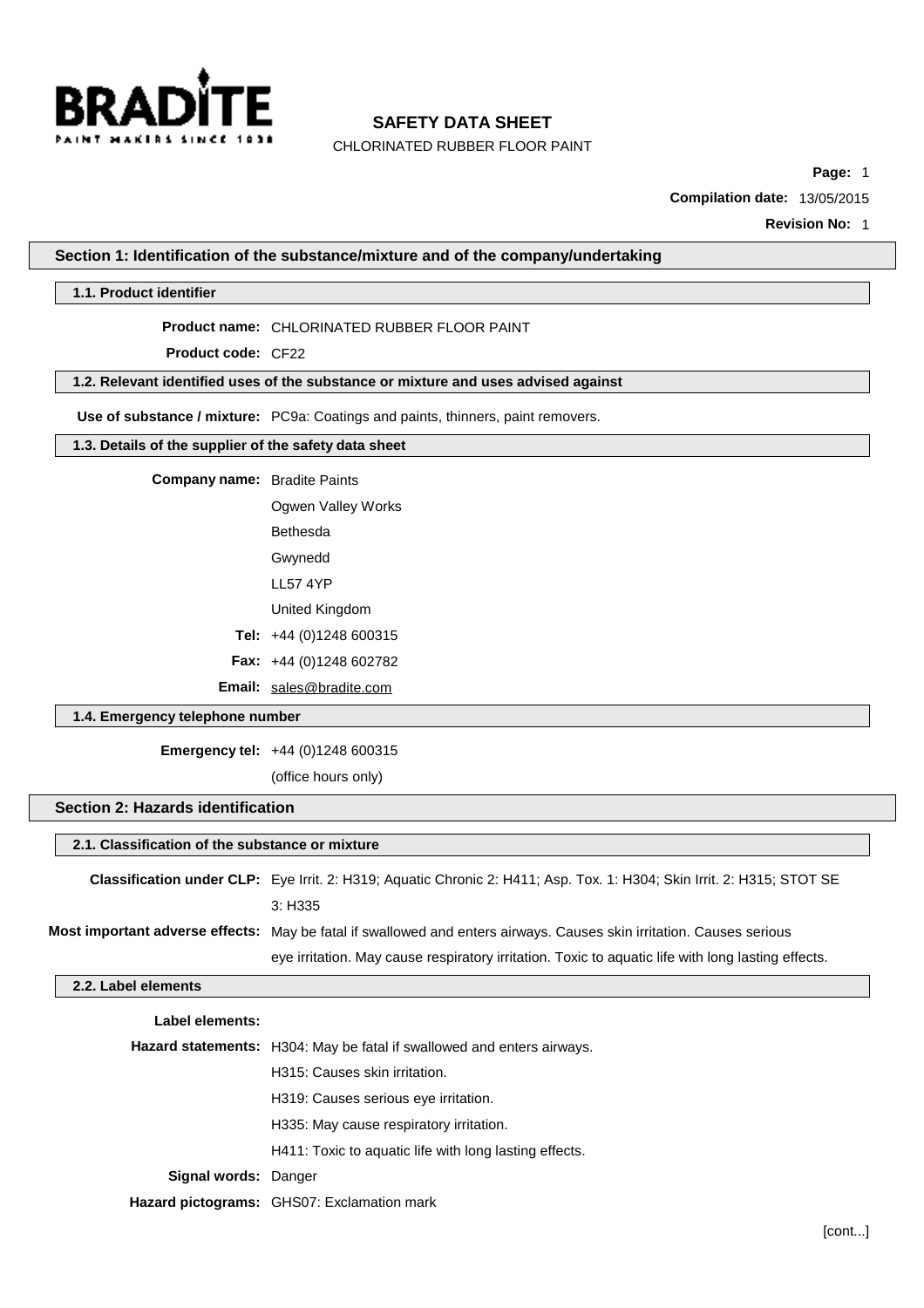# SAFETY DATA SHEET

CHLORINATED RUBBER FLOOR PAINT

**Compilation date:** 13/05/2015

**Revision No:** 1

## Section 1: Identification of the substance/mixture and of the company/undertaking

### 1.1. Product identifier

**Product name:** CHLORINATED RUBBER FLOOR PAINT

**Product code:** CF22

### 1.2. Relevant identified uses of the substance or mixture and uses advised against

**Use of substance / mixture:** PC9a: Coatings and paints, thinners, paint removers.

### 1.3. Details of the supplier of the safety data sheet

**Company name:** Bradite Paints
Ogwen Valley Works
Bethesda
Gwynedd
LL57 4YP
United Kingdom

**Tel:** +44 (0)1248 600315

**Fax:** +44 (0)1248 602782

**Email:** sales@bradite.com

### 1.4. Emergency telephone number

**Emergency tel:** +44 (0)1248 600315
(office hours only)

## Section 2: Hazards identification

### 2.1. Classification of the substance or mixture

**Classification under CLP:** Eye Irrit. 2: H319; Aquatic Chronic 2: H411; Asp. Tox. 1: H304; Skin Irrit. 2: H315; STOT SE 3: H335

**Most important adverse effects:** May be fatal if swallowed and enters airways. Causes skin irritation. Causes serious eye irritation. May cause respiratory irritation. Toxic to aquatic life with long lasting effects.

### 2.2. Label elements

**Label elements:**

**Hazard statements:** H304: May be fatal if swallowed and enters airways.
H315: Causes skin irritation.
H319: Causes serious eye irritation.
H335: May cause respiratory irritation.
H411: Toxic to aquatic life with long lasting effects.

**Signal words:** Danger

**Hazard pictograms:** GHS07: Exclamation mark

[cont...]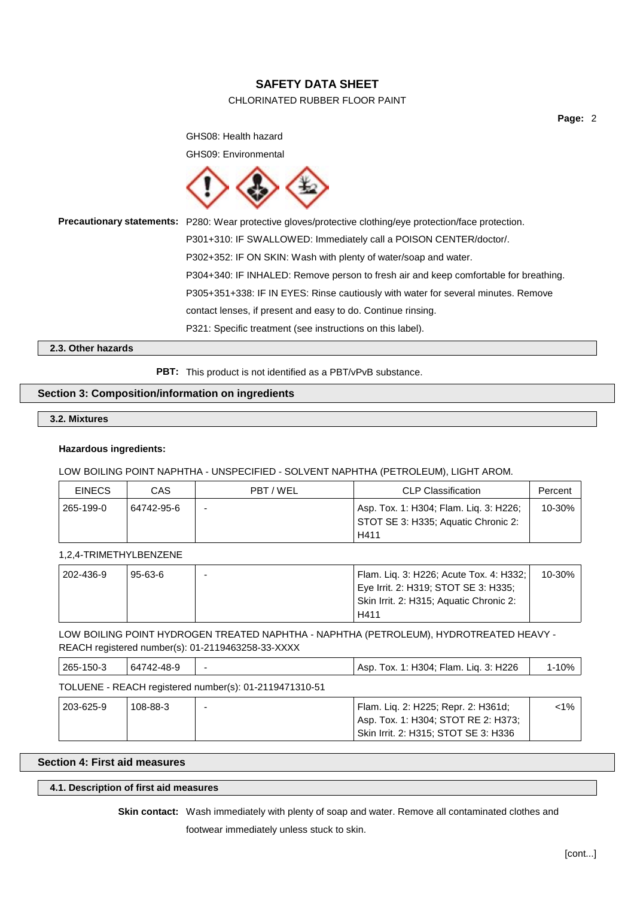GHS08: Health hazard

GHS09: Environmental

**Precautionary statements:** P280: Wear protective gloves/protective clothing/eye protection/face protection.

P301+310: IF SWALLOWED: Immediately call a POISON CENTER/doctor/.

P302+352: IF ON SKIN: Wash with plenty of water/soap and water.

P304+340: IF INHALED: Remove person to fresh air and keep comfortable for breathing.

P305+351+338: IF IN EYES: Rinse cautiously with water for several minutes. Remove contact lenses, if present and easy to do. Continue rinsing.

P321: Specific treatment (see instructions on this label).

### 2.3. Other hazards

**PBT:** This product is not identified as a PBT/vPvB substance.

## Section 3: Composition/information on ingredients

### 3.2. Mixtures

**Hazardous ingredients:**

LOW BOILING POINT NAPHTHA - UNSPECIFIED - SOLVENT NAPHTHA (PETROLEUM), LIGHT AROM.

| EINECS | CAS | PBT / WEL | CLP Classification | Percent |
|---|---|---|---|---|
| 265-199-0 | 64742-95-6 | - | Asp. Tox. 1: H304; Flam. Liq. 3: H226; STOT SE 3: H335; Aquatic Chronic 2: H411 | 10-30% |

1,2,4-TRIMETHYLBENZENE

| | | | | |
|---|---|---|---|---|
| 202-436-9 | 95-63-6 | - | Flam. Liq. 3: H226; Acute Tox. 4: H332; Eye Irrit. 2: H319; STOT SE 3: H335; Skin Irrit. 2: H315; Aquatic Chronic 2: H411 | 10-30% |

LOW BOILING POINT HYDROGEN TREATED NAPHTHA - NAPHTHA (PETROLEUM), HYDROTREATED HEAVY - REACH registered number(s): 01-2119463258-33-XXXX

| | | | | |
|---|---|---|---|---|
| 265-150-3 | 64742-48-9 | - | Asp. Tox. 1: H304; Flam. Liq. 3: H226 | 1-10% |

TOLUENE - REACH registered number(s): 01-2119471310-51

| | | | | |
|---|---|---|---|---|
| 203-625-9 | 108-88-3 | - | Flam. Liq. 2: H225; Repr. 2: H361d; Asp. Tox. 1: H304; STOT RE 2: H373; Skin Irrit. 2: H315; STOT SE 3: H336 | <1% |

## Section 4: First aid measures

### 4.1. Description of first aid measures

**Skin contact:** Wash immediately with plenty of soap and water. Remove all contaminated clothes and footwear immediately unless stuck to skin.

[cont...]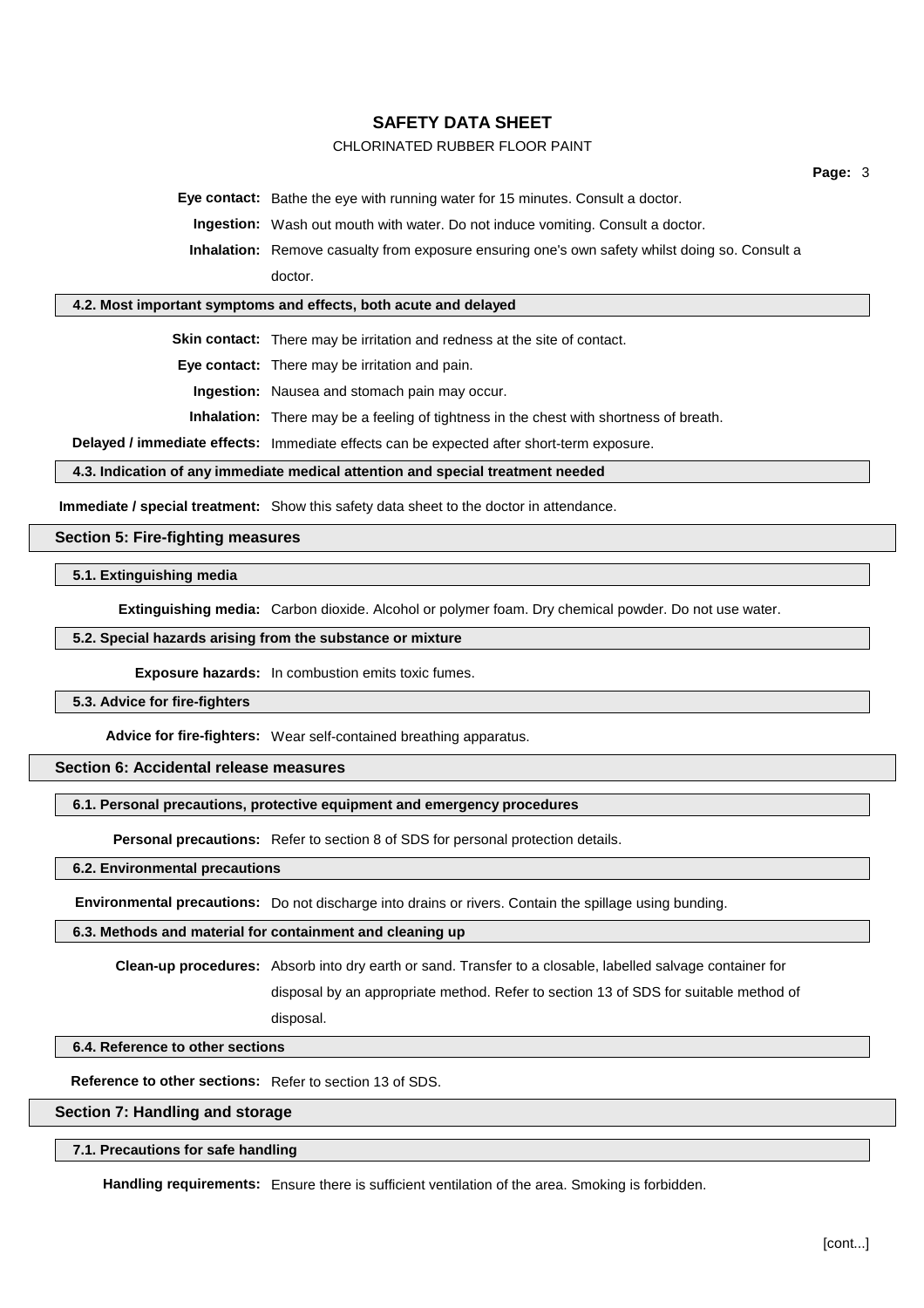**Eye contact:** Bathe the eye with running water for 15 minutes. Consult a doctor.

**Ingestion:** Wash out mouth with water. Do not induce vomiting. Consult a doctor.

**Inhalation:** Remove casualty from exposure ensuring one's own safety whilst doing so. Consult a doctor.

### 4.2. Most important symptoms and effects, both acute and delayed

**Skin contact:** There may be irritation and redness at the site of contact.

**Eye contact:** There may be irritation and pain.

**Ingestion:** Nausea and stomach pain may occur.

**Inhalation:** There may be a feeling of tightness in the chest with shortness of breath.

**Delayed / immediate effects:** Immediate effects can be expected after short-term exposure.

### 4.3. Indication of any immediate medical attention and special treatment needed

**Immediate / special treatment:** Show this safety data sheet to the doctor in attendance.

## Section 5: Fire-fighting measures

### 5.1. Extinguishing media

**Extinguishing media:** Carbon dioxide. Alcohol or polymer foam. Dry chemical powder. Do not use water.

### 5.2. Special hazards arising from the substance or mixture

**Exposure hazards:** In combustion emits toxic fumes.

### 5.3. Advice for fire-fighters

**Advice for fire-fighters:** Wear self-contained breathing apparatus.

## Section 6: Accidental release measures

### 6.1. Personal precautions, protective equipment and emergency procedures

**Personal precautions:** Refer to section 8 of SDS for personal protection details.

### 6.2. Environmental precautions

**Environmental precautions:** Do not discharge into drains or rivers. Contain the spillage using bunding.

### 6.3. Methods and material for containment and cleaning up

**Clean-up procedures:** Absorb into dry earth or sand. Transfer to a closable, labelled salvage container for disposal by an appropriate method. Refer to section 13 of SDS for suitable method of disposal.

### 6.4. Reference to other sections

**Reference to other sections:** Refer to section 13 of SDS.

## Section 7: Handling and storage

### 7.1. Precautions for safe handling

**Handling requirements:** Ensure there is sufficient ventilation of the area. Smoking is forbidden.

[cont...]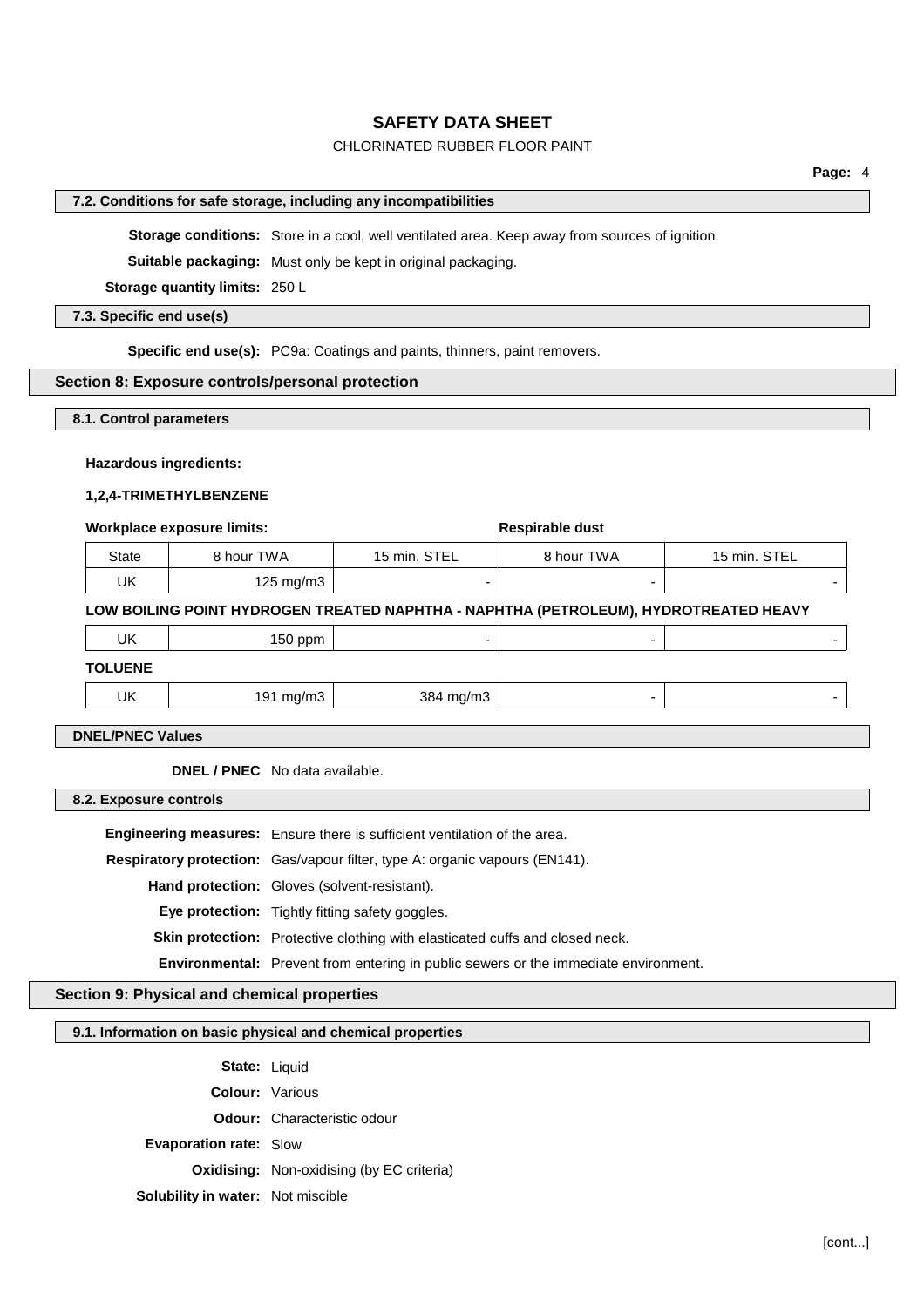#### 7.2. Conditions for safe storage, including any incompatibilities

**Storage conditions:** Store in a cool, well ventilated area. Keep away from sources of ignition.

**Suitable packaging:** Must only be kept in original packaging.

**Storage quantity limits:** 250 L

#### 7.3. Specific end use(s)

**Specific end use(s):** PC9a: Coatings and paints, thinners, paint removers.

## Section 8: Exposure controls/personal protection

#### 8.1. Control parameters

**Hazardous ingredients:**

**1,2,4-TRIMETHYLBENZENE**

**Workplace exposure limits:** **Respirable dust**

| State | 8 hour TWA | 15 min. STEL | 8 hour TWA | 15 min. STEL |
|---|---|---|---|---|
| UK | 125 mg/m3 | - | - | - |

**LOW BOILING POINT HYDROGEN TREATED NAPHTHA - NAPHTHA (PETROLEUM), HYDROTREATED HEAVY**

| | | | | |
|---|---|---|---|---|
| UK | 150 ppm | - | - | - |

**TOLUENE**

| | | | | |
|---|---|---|---|---|
| UK | 191 mg/m3 | 384 mg/m3 | - | - |

#### DNEL/PNEC Values

**DNEL / PNEC** No data available.

#### 8.2. Exposure controls

**Engineering measures:** Ensure there is sufficient ventilation of the area.

**Respiratory protection:** Gas/vapour filter, type A: organic vapours (EN141).

**Hand protection:** Gloves (solvent-resistant).

**Eye protection:** Tightly fitting safety goggles.

**Skin protection:** Protective clothing with elasticated cuffs and closed neck.

**Environmental:** Prevent from entering in public sewers or the immediate environment.

## Section 9: Physical and chemical properties

#### 9.1. Information on basic physical and chemical properties

**State:** Liquid

**Colour:** Various

**Odour:** Characteristic odour

**Evaporation rate:** Slow

**Oxidising:** Non-oxidising (by EC criteria)

**Solubility in water:** Not miscible

[cont...]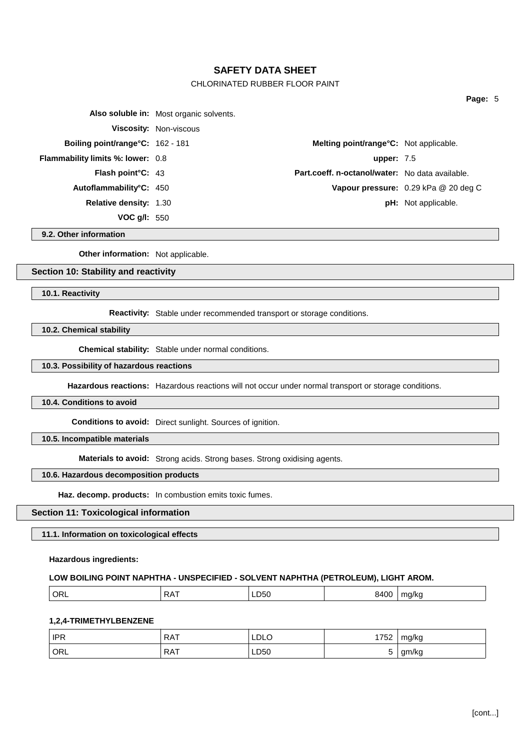**Also soluble in:** Most organic solvents.

**Viscosity:** Non-viscous

**Boiling point/range°C:** 162 - 181

**Melting point/range°C:** Not applicable.

**Flammability limits %: lower:** 0.8

**upper:** 7.5

**Flash point°C:** 43

**Part.coeff. n-octanol/water:** No data available.

**Autoflammability°C:** 450

**Vapour pressure:** 0.29 kPa @ 20 deg C

**Relative density:** 1.30

**pH:** Not applicable.

**VOC g/l:** 550

### 9.2. Other information

**Other information:** Not applicable.

## Section 10: Stability and reactivity

### 10.1. Reactivity

**Reactivity:** Stable under recommended transport or storage conditions.

### 10.2. Chemical stability

**Chemical stability:** Stable under normal conditions.

### 10.3. Possibility of hazardous reactions

**Hazardous reactions:** Hazardous reactions will not occur under normal transport or storage conditions.

### 10.4. Conditions to avoid

**Conditions to avoid:** Direct sunlight. Sources of ignition.

### 10.5. Incompatible materials

**Materials to avoid:** Strong acids. Strong bases. Strong oxidising agents.

### 10.6. Hazardous decomposition products

**Haz. decomp. products:** In combustion emits toxic fumes.

## Section 11: Toxicological information

### 11.1. Information on toxicological effects

**Hazardous ingredients:**

**LOW BOILING POINT NAPHTHA - UNSPECIFIED - SOLVENT NAPHTHA (PETROLEUM), LIGHT AROM.**

| | | | | |
|---|---|---|---|---|
| ORL | RAT | LD50 | 8400 | mg/kg |

**1,2,4-TRIMETHYLBENZENE**

| | | | | |
|---|---|---|---|---|
| IPR | RAT | LDLO | 1752 | mg/kg |
| ORL | RAT | LD50 | 5 | gm/kg |

[cont...]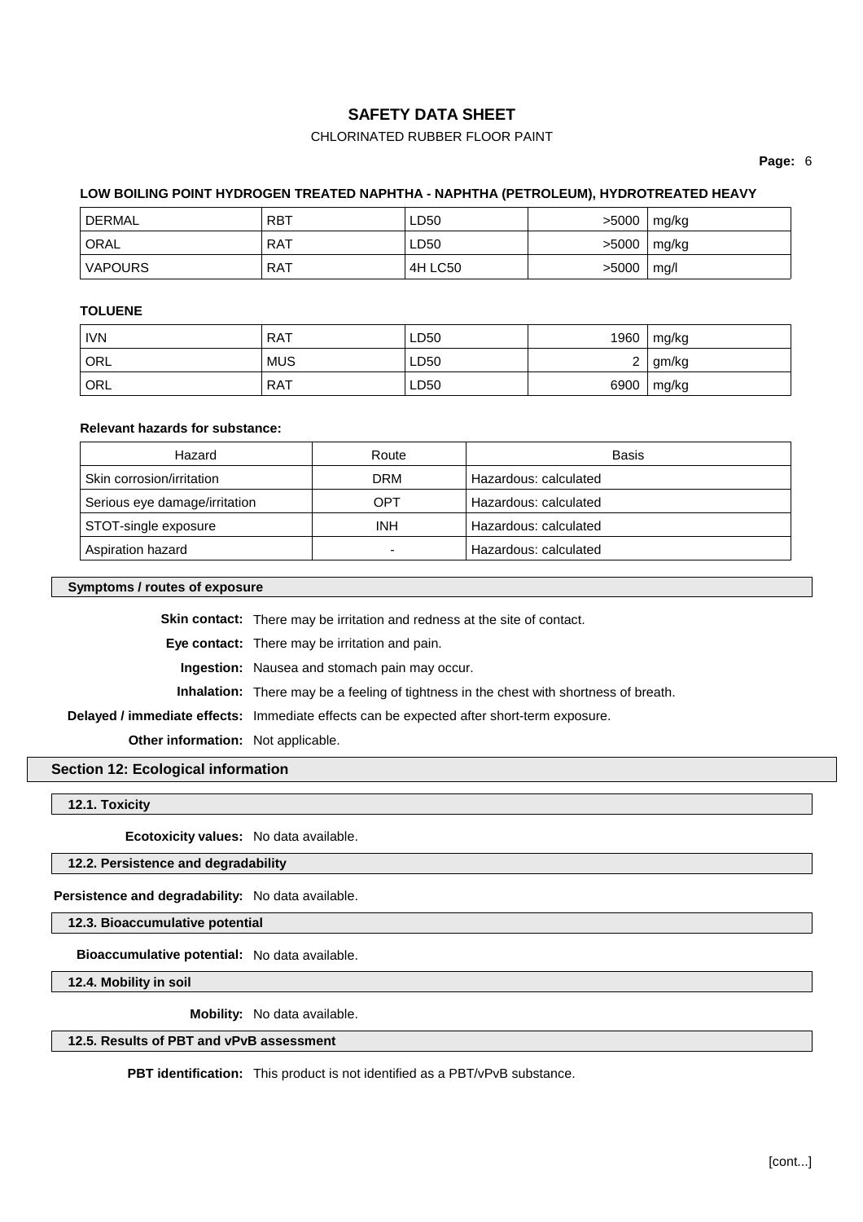**LOW BOILING POINT HYDROGEN TREATED NAPHTHA - NAPHTHA (PETROLEUM), HYDROTREATED HEAVY**

| | | | | |
|---|---|---|---|---|
| DERMAL | RBT | LD50 | >5000 | mg/kg |
| ORAL | RAT | LD50 | >5000 | mg/kg |
| VAPOURS | RAT | 4H LC50 | >5000 | mg/l |

**TOLUENE**

| | | | | |
|---|---|---|---|---|
| IVN | RAT | LD50 | 1960 | mg/kg |
| ORL | MUS | LD50 | 2 | gm/kg |
| ORL | RAT | LD50 | 6900 | mg/kg |

**Relevant hazards for substance:**

| Hazard | Route | Basis |
|---|---|---|
| Skin corrosion/irritation | DRM | Hazardous: calculated |
| Serious eye damage/irritation | OPT | Hazardous: calculated |
| STOT-single exposure | INH | Hazardous: calculated |
| Aspiration hazard | - | Hazardous: calculated |

### Symptoms / routes of exposure

**Skin contact:** There may be irritation and redness at the site of contact.

**Eye contact:** There may be irritation and pain.

**Ingestion:** Nausea and stomach pain may occur.

**Inhalation:** There may be a feeling of tightness in the chest with shortness of breath.

**Delayed / immediate effects:** Immediate effects can be expected after short-term exposure.

**Other information:** Not applicable.

## Section 12: Ecological information

### 12.1. Toxicity

**Ecotoxicity values:** No data available.

### 12.2. Persistence and degradability

**Persistence and degradability:** No data available.

### 12.3. Bioaccumulative potential

**Bioaccumulative potential:** No data available.

### 12.4. Mobility in soil

**Mobility:** No data available.

### 12.5. Results of PBT and vPvB assessment

**PBT identification:** This product is not identified as a PBT/vPvB substance.

[cont...]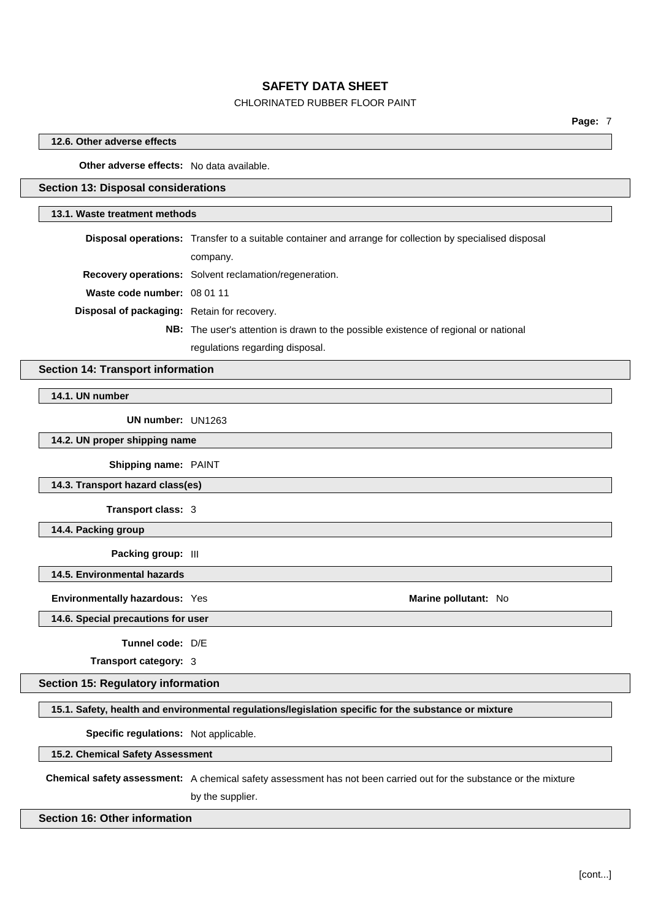#### 12.6. Other adverse effects

**Other adverse effects:** No data available.

## Section 13: Disposal considerations

#### 13.1. Waste treatment methods

**Disposal operations:** Transfer to a suitable container and arrange for collection by specialised disposal company.

**Recovery operations:** Solvent reclamation/regeneration.

**Waste code number:** 08 01 11

**Disposal of packaging:** Retain for recovery.

**NB:** The user's attention is drawn to the possible existence of regional or national regulations regarding disposal.

## Section 14: Transport information

#### 14.1. UN number

**UN number:** UN1263

#### 14.2. UN proper shipping name

**Shipping name:** PAINT

#### 14.3. Transport hazard class(es)

**Transport class:** 3

#### 14.4. Packing group

**Packing group:** III

#### 14.5. Environmental hazards

**Environmentally hazardous:** Yes

**Marine pollutant:** No

#### 14.6. Special precautions for user

**Tunnel code:** D/E

**Transport category:** 3

## Section 15: Regulatory information

#### 15.1. Safety, health and environmental regulations/legislation specific for the substance or mixture

**Specific regulations:** Not applicable.

#### 15.2. Chemical Safety Assessment

**Chemical safety assessment:** A chemical safety assessment has not been carried out for the substance or the mixture by the supplier.

## Section 16: Other information

[cont...]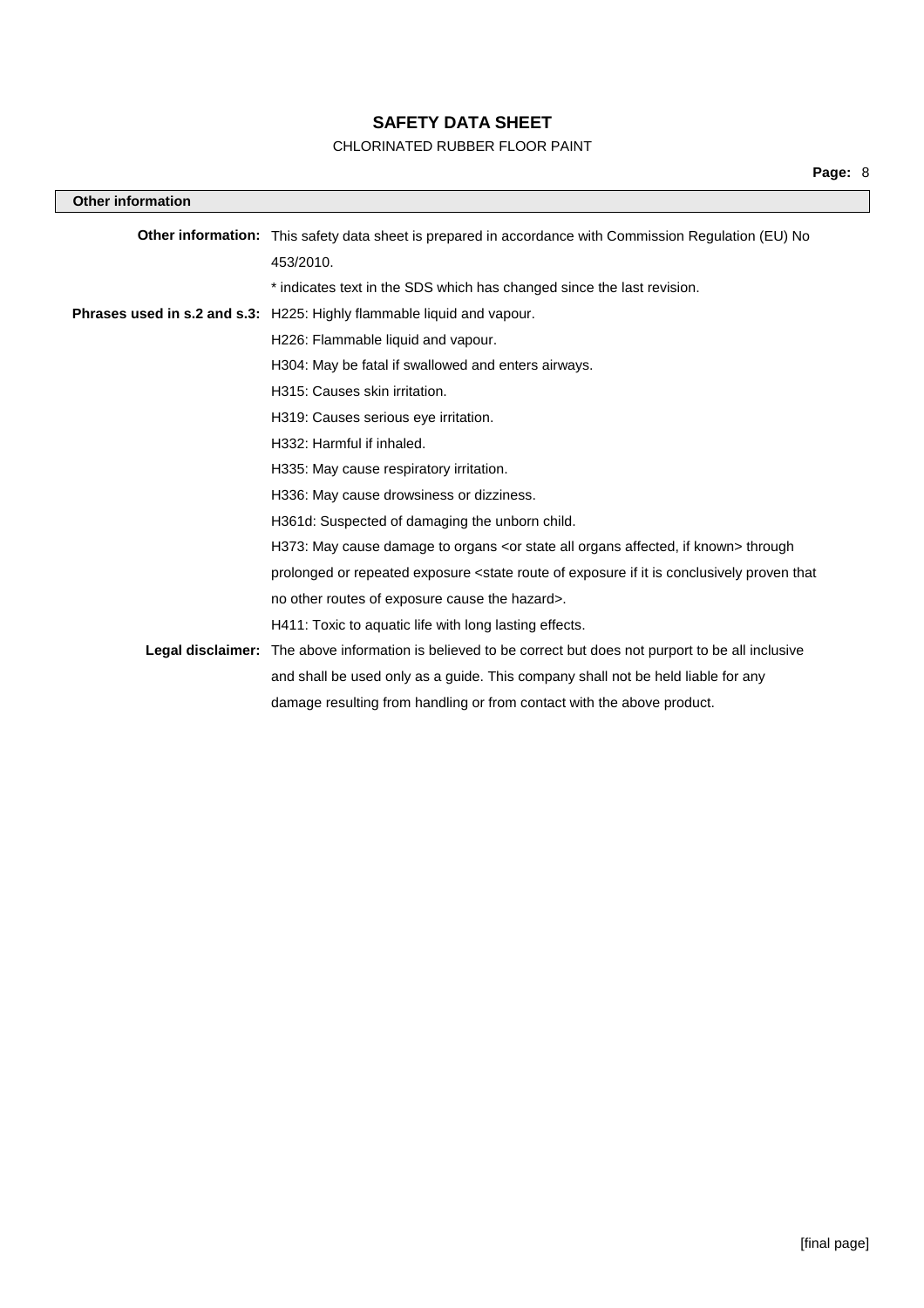## Other information

**Other information:** This safety data sheet is prepared in accordance with Commission Regulation (EU) No 453/2010.

* indicates text in the SDS which has changed since the last revision.

**Phrases used in s.2 and s.3:** H225: Highly flammable liquid and vapour.

H226: Flammable liquid and vapour.

H304: May be fatal if swallowed and enters airways.

H315: Causes skin irritation.

H319: Causes serious eye irritation.

H332: Harmful if inhaled.

H335: May cause respiratory irritation.

H336: May cause drowsiness or dizziness.

H361d: Suspected of damaging the unborn child.

H373: May cause damage to organs <or state all organs affected, if known> through prolonged or repeated exposure <state route of exposure if it is conclusively proven that no other routes of exposure cause the hazard>.

H411: Toxic to aquatic life with long lasting effects.

**Legal disclaimer:** The above information is believed to be correct but does not purport to be all inclusive and shall be used only as a guide. This company shall not be held liable for any damage resulting from handling or from contact with the above product.

[final page]